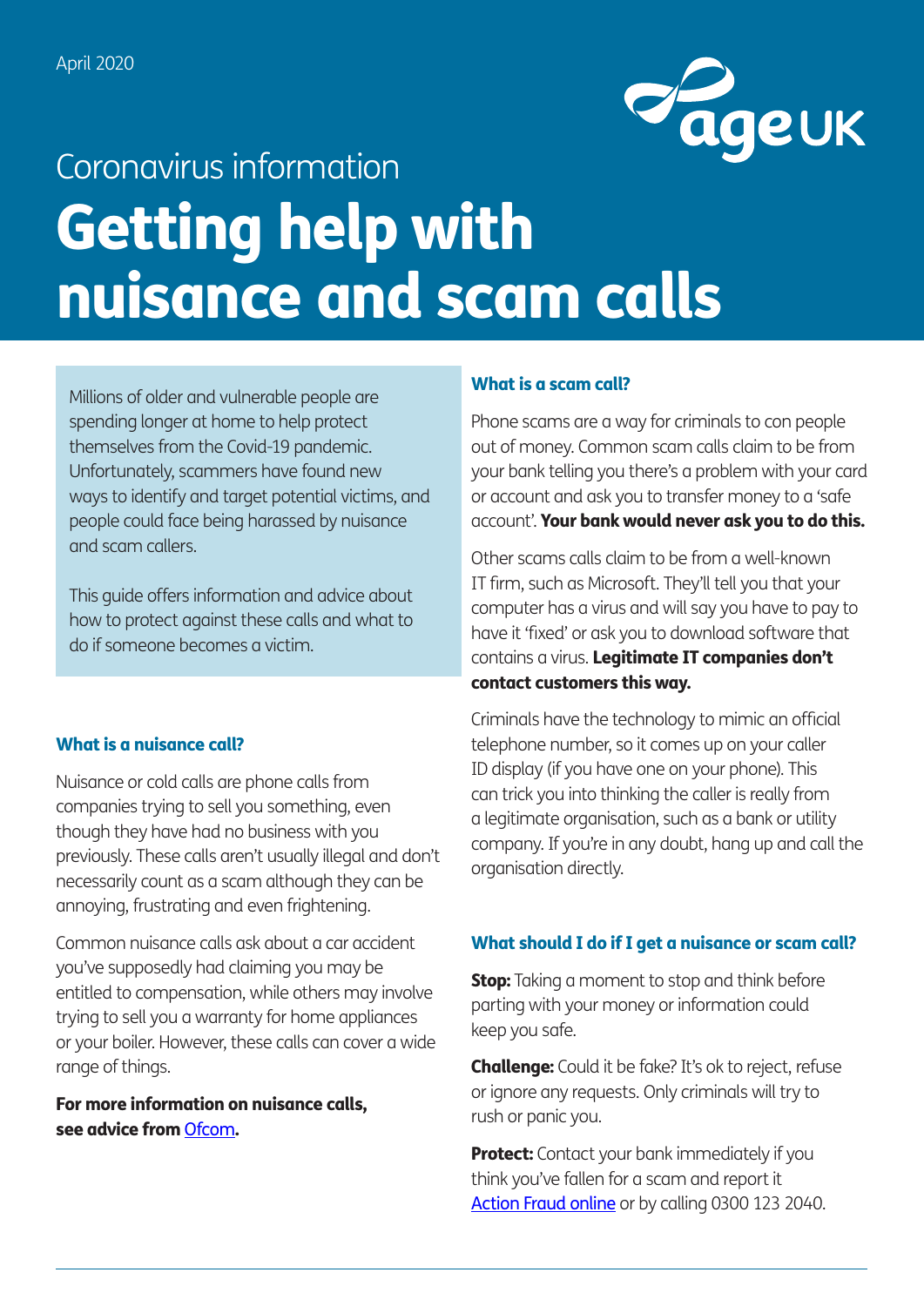April 2020

Coronavirus information

# Getting help with nuisance and scam calls

Millions of older and vulnerable people are spending longer at home to help protect themselves from the Covid-19 pandemic. Unfortunately, scammers have found new ways to identify and target potential victims, and people could face being harassed by nuisance and scam callers.

This guide offers information and advice about how to protect against these calls and what to do if someone becomes a victim.

### What is a nuisance call?

Nuisance or cold calls are phone calls from companies trying to sell you something, even though they have had no business with you previously. These calls aren't usually illegal and don't necessarily count as a scam although they can be annoying, frustrating and even frightening.

Common nuisance calls ask about a car accident you've supposedly had claiming you may be entitled to compensation, while others may involve trying to sell you a warranty for home appliances or your boiler. However, these calls can cover a wide range of things.

**For more information on nuisance calls, see advice from Ofcom.**

### What is a scam call?

Phone scams are a way for criminals to con people out of money. Common scam calls claim to be from your bank telling you there's a problem with your card or account and ask you to transfer money to a 'safe account'. **Your bank would never ask you to do this.**

Other scams calls claim to be from a well-known IT firm, such as Microsoft. They'll tell you that your computer has a virus and will say you have to pay to have it 'fixed' or ask you to download software that contains a virus. **Legitimate IT companies don't contact customers this way.**

Criminals have the technology to mimic an official telephone number, so it comes up on your caller ID display (if you have one on your phone). This can trick you into thinking the caller is really from a legitimate organisation, such as a bank or utility company. If you're in any doubt, hang up and call the organisation directly.

### What should I do if I get a nuisance or scam call?

**Stop:** Taking a moment to stop and think before parting with your money or information could keep you safe.

**Challenge:** Could it be fake? It's ok to reject, refuse or ignore any requests. Only criminals will try to rush or panic you.

**Protect:** Contact your bank immediately if you think you've fallen for a scam and report it Action Fraud online or by calling 0300 123 2040.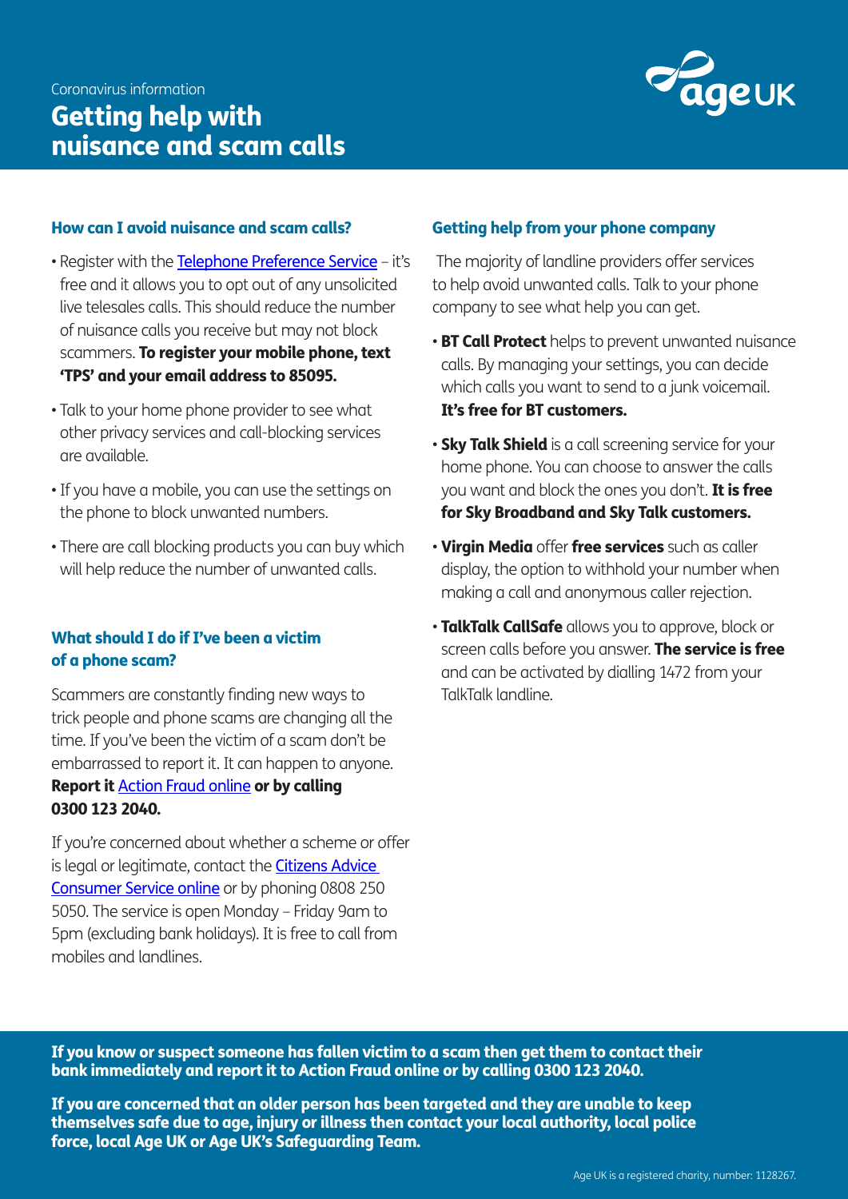Coronavirus information

# Getting help with nuisance and scam calls

### How can I avoid nuisance and scam calls?

- Register with the Telephone Preference Service – it's free and it allows you to opt out of any unsolicited live telesales calls. This should reduce the number of nuisance calls you receive but may not block scammers. **To register your mobile phone, text 'TPS' and your email address to 85095.**
- Talk to your home phone provider to see what other privacy services and call-blocking services are available.
- If you have a mobile, you can use the settings on the phone to block unwanted numbers.
- There are call blocking products you can buy which will help reduce the number of unwanted calls.

### What should I do if I've been a victim of a phone scam?

Scammers are constantly finding new ways to trick people and phone scams are changing all the time. If you've been the victim of a scam don't be embarrassed to report it. It can happen to anyone. **Report it** Action Fraud online **or by calling 0300 123 2040.**

If you're concerned about whether a scheme or offer is legal or legitimate, contact the Citizens Advice Consumer Service online or by phoning 0808 250 5050. The service is open Monday – Friday 9am to 5pm (excluding bank holidays). It is free to call from mobiles and landlines.

### Getting help from your phone company

The majority of landline providers offer services to help avoid unwanted calls. Talk to your phone company to see what help you can get.

- **BT Call Protect** helps to prevent unwanted nuisance calls. By managing your settings, you can decide which calls you want to send to a junk voicemail. **It's free for BT customers.**
- **Sky Talk Shield** is a call screening service for your home phone. You can choose to answer the calls you want and block the ones you don't. **It is free for Sky Broadband and Sky Talk customers.**
- **Virgin Media** offer **free services** such as caller display, the option to withhold your number when making a call and anonymous caller rejection.
- **TalkTalk CallSafe** allows you to approve, block or screen calls before you answer. **The service is free** and can be activated by dialling 1472 from your TalkTalk landline.

**If you know or suspect someone has fallen victim to a scam then get them to contact their bank immediately and report it to Action Fraud online or by calling 0300 123 2040.**

**If you are concerned that an older person has been targeted and they are unable to keep themselves safe due to age, injury or illness then contact your local authority, local police force, local Age UK or Age UK's Safeguarding Team.**

Age UK is a registered charity, number: 1128267.